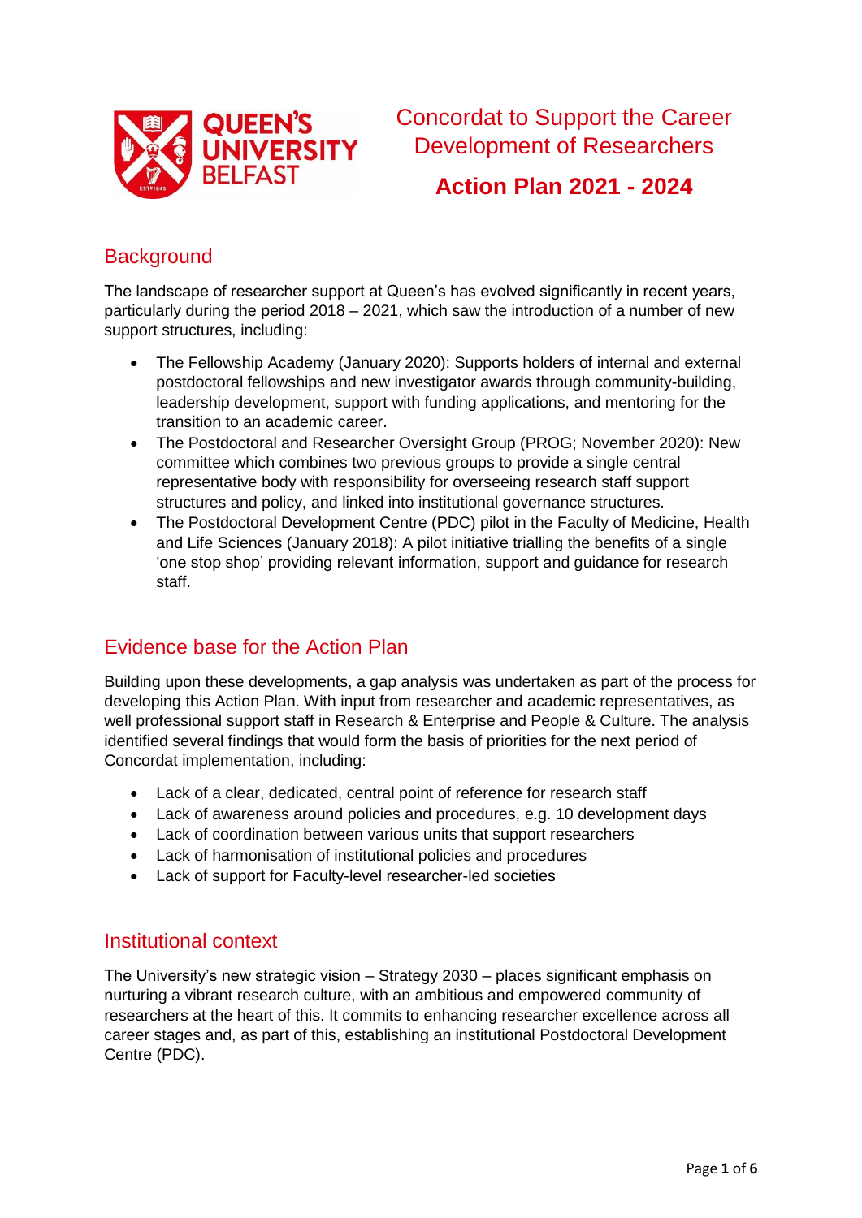# Concordat to Support the Career Development of Researchers

## Action Plan 2021 - 2024

## Background

The landscape of researcher support at Queen's has evolved significantly in recent years, particularly during the period 2018 – 2021, which saw the introduction of a number of new support structures, including:

- The Fellowship Academy (January 2020): Supports holders of internal and external postdoctoral fellowships and new investigator awards through community-building, leadership development, support with funding applications, and mentoring for the transition to an academic career.
- The Postdoctoral and Researcher Oversight Group (PROG; November 2020): New committee which combines two previous groups to provide a single central representative body with responsibility for overseeing research staff support structures and policy, and linked into institutional governance structures.
- The Postdoctoral Development Centre (PDC) pilot in the Faculty of Medicine, Health and Life Sciences (January 2018): A pilot initiative trialling the benefits of a single 'one stop shop' providing relevant information, support and guidance for research staff.

## Evidence base for the Action Plan

Building upon these developments, a gap analysis was undertaken as part of the process for developing this Action Plan. With input from researcher and academic representatives, as well professional support staff in Research & Enterprise and People & Culture. The analysis identified several findings that would form the basis of priorities for the next period of Concordat implementation, including:

- Lack of a clear, dedicated, central point of reference for research staff
- Lack of awareness around policies and procedures, e.g. 10 development days
- Lack of coordination between various units that support researchers
- Lack of harmonisation of institutional policies and procedures
- Lack of support for Faculty-level researcher-led societies

## Institutional context

The University's new strategic vision – Strategy 2030 – places significant emphasis on nurturing a vibrant research culture, with an ambitious and empowered community of researchers at the heart of this. It commits to enhancing researcher excellence across all career stages and, as part of this, establishing an institutional Postdoctoral Development Centre (PDC).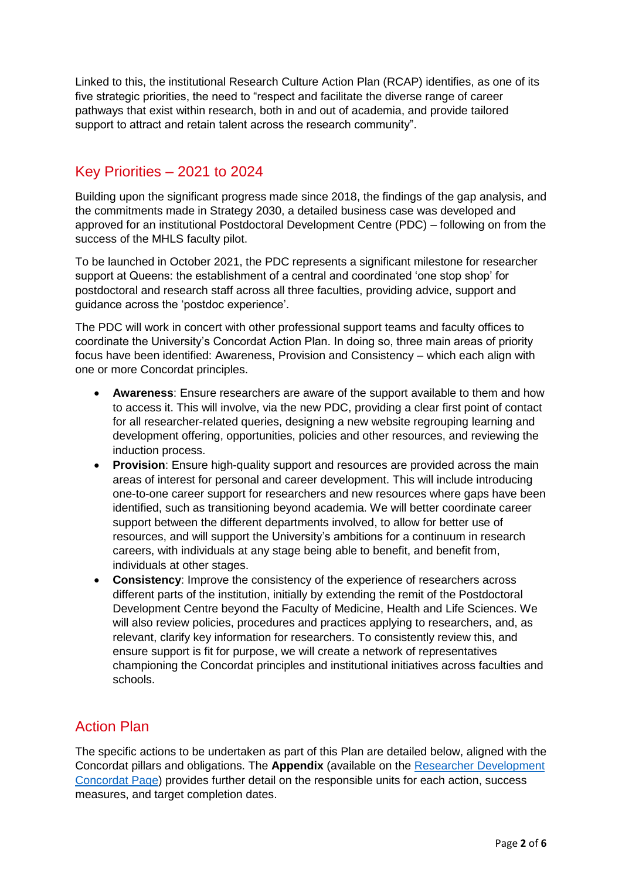Linked to this, the institutional Research Culture Action Plan (RCAP) identifies, as one of its five strategic priorities, the need to "respect and facilitate the diverse range of career pathways that exist within research, both in and out of academia, and provide tailored support to attract and retain talent across the research community".

## Key Priorities – 2021 to 2024

Building upon the significant progress made since 2018, the findings of the gap analysis, and the commitments made in Strategy 2030, a detailed business case was developed and approved for an institutional Postdoctoral Development Centre (PDC) – following on from the success of the MHLS faculty pilot.

To be launched in October 2021, the PDC represents a significant milestone for researcher support at Queens: the establishment of a central and coordinated 'one stop shop' for postdoctoral and research staff across all three faculties, providing advice, support and guidance across the 'postdoc experience'.

The PDC will work in concert with other professional support teams and faculty offices to coordinate the University's Concordat Action Plan. In doing so, three main areas of priority focus have been identified: Awareness, Provision and Consistency – which each align with one or more Concordat principles.

- **Awareness**: Ensure researchers are aware of the support available to them and how to access it. This will involve, via the new PDC, providing a clear first point of contact for all researcher-related queries, designing a new website regrouping learning and development offering, opportunities, policies and other resources, and reviewing the induction process.
- **Provision**: Ensure high-quality support and resources are provided across the main areas of interest for personal and career development. This will include introducing one-to-one career support for researchers and new resources where gaps have been identified, such as transitioning beyond academia. We will better coordinate career support between the different departments involved, to allow for better use of resources, and will support the University's ambitions for a continuum in research careers, with individuals at any stage being able to benefit, and benefit from, individuals at other stages.
- **Consistency**: Improve the consistency of the experience of researchers across different parts of the institution, initially by extending the remit of the Postdoctoral Development Centre beyond the Faculty of Medicine, Health and Life Sciences. We will also review policies, procedures and practices applying to researchers, and, as relevant, clarify key information for researchers. To consistently review this, and ensure support is fit for purpose, we will create a network of representatives championing the Concordat principles and institutional initiatives across faculties and schools.

## Action Plan

The specific actions to be undertaken as part of this Plan are detailed below, aligned with the Concordat pillars and obligations. The **Appendix** (available on the [Researcher Development Concordat Page]) provides further detail on the responsible units for each action, success measures, and target completion dates.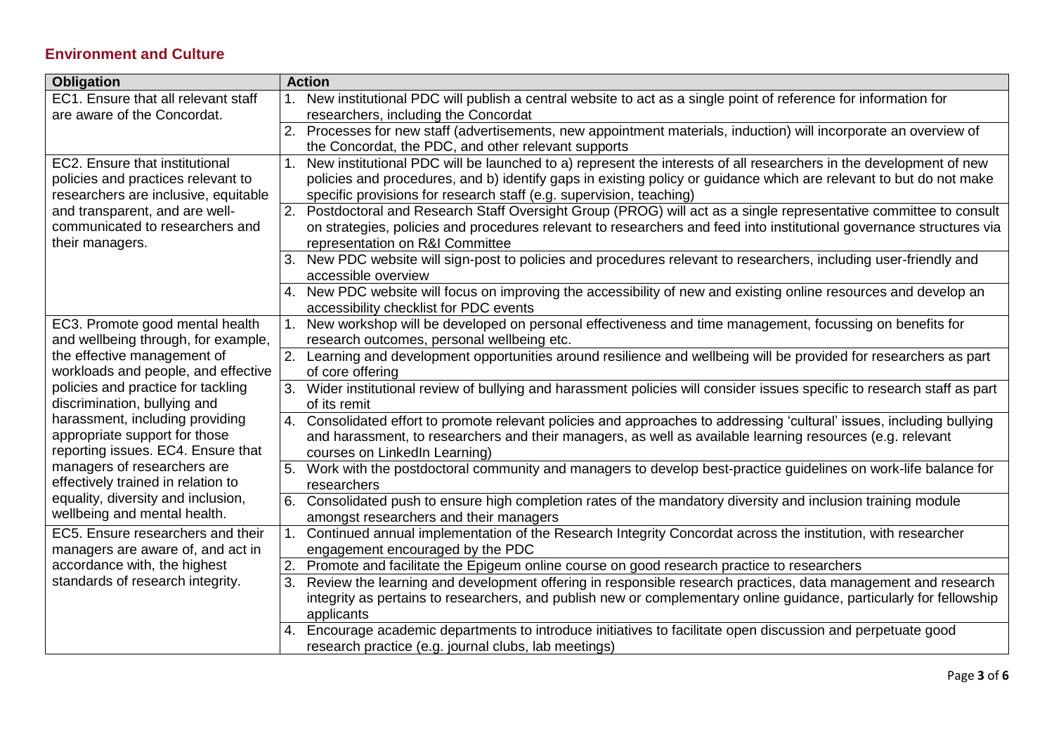## Environment and Culture

| Obligation | Action |
|---|---|
| EC1. Ensure that all relevant staff are aware of the Concordat. | 1. New institutional PDC will publish a central website to act as a single point of reference for information for researchers, including the Concordat |
| | 2. Processes for new staff (advertisements, new appointment materials, induction) will incorporate an overview of the Concordat, the PDC, and other relevant supports |
| EC2. Ensure that institutional policies and practices relevant to researchers are inclusive, equitable and transparent, and are well-communicated to researchers and their managers. | 1. New institutional PDC will be launched to a) represent the interests of all researchers in the development of new policies and procedures, and b) identify gaps in existing policy or guidance which are relevant to but do not make specific provisions for research staff (e.g. supervision, teaching) |
| | 2. Postdoctoral and Research Staff Oversight Group (PROG) will act as a single representative committee to consult on strategies, policies and procedures relevant to researchers and feed into institutional governance structures via representation on R&I Committee |
| | 3. New PDC website will sign-post to policies and procedures relevant to researchers, including user-friendly and accessible overview |
| | 4. New PDC website will focus on improving the accessibility of new and existing online resources and develop an accessibility checklist for PDC events |
| EC3. Promote good mental health and wellbeing through, for example, the effective management of workloads and people, and effective policies and practice for tackling discrimination, bullying and harassment, including providing appropriate support for those reporting issues. EC4. Ensure that managers of researchers are effectively trained in relation to equality, diversity and inclusion, wellbeing and mental health. | 1. New workshop will be developed on personal effectiveness and time management, focussing on benefits for research outcomes, personal wellbeing etc. |
| | 2. Learning and development opportunities around resilience and wellbeing will be provided for researchers as part of core offering |
| | 3. Wider institutional review of bullying and harassment policies will consider issues specific to research staff as part of its remit |
| | 4. Consolidated effort to promote relevant policies and approaches to addressing 'cultural' issues, including bullying and harassment, to researchers and their managers, as well as available learning resources (e.g. relevant courses on LinkedIn Learning) |
| | 5. Work with the postdoctoral community and managers to develop best-practice guidelines on work-life balance for researchers |
| | 6. Consolidated push to ensure high completion rates of the mandatory diversity and inclusion training module amongst researchers and their managers |
| EC5. Ensure researchers and their managers are aware of, and act in accordance with, the highest standards of research integrity. | 1. Continued annual implementation of the Research Integrity Concordat across the institution, with researcher engagement encouraged by the PDC |
| | 2. Promote and facilitate the Epigeum online course on good research practice to researchers |
| | 3. Review the learning and development offering in responsible research practices, data management and research integrity as pertains to researchers, and publish new or complementary online guidance, particularly for fellowship applicants |
| | 4. Encourage academic departments to introduce initiatives to facilitate open discussion and perpetuate good research practice (e.g. journal clubs, lab meetings) |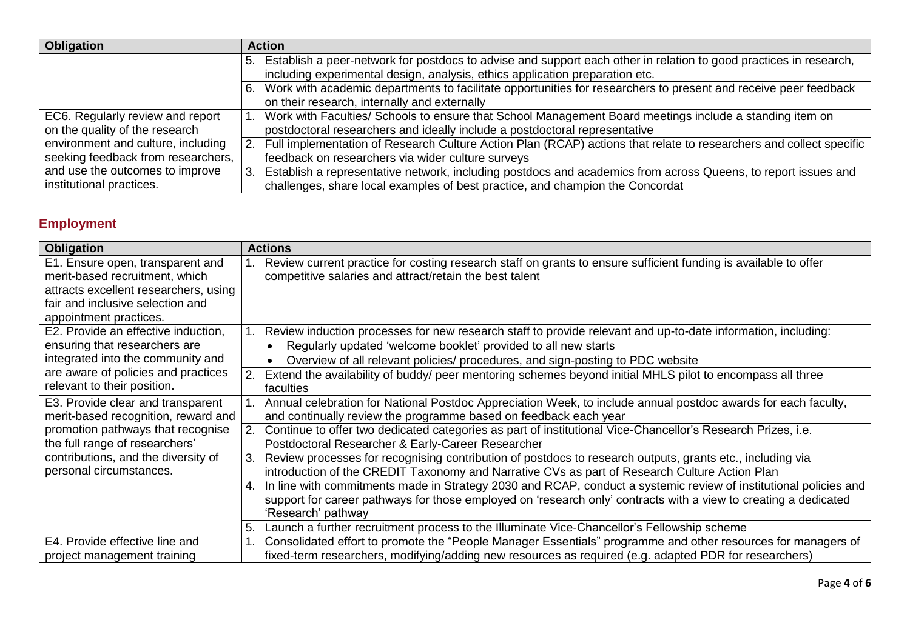| Obligation | Action |
|---|---|
| | 5. Establish a peer-network for postdocs to advise and support each other in relation to good practices in research, including experimental design, analysis, ethics application preparation etc. |
| | 6. Work with academic departments to facilitate opportunities for researchers to present and receive peer feedback on their research, internally and externally |
| EC6. Regularly review and report on the quality of the research environment and culture, including seeking feedback from researchers, and use the outcomes to improve institutional practices. | 1. Work with Faculties/ Schools to ensure that School Management Board meetings include a standing item on postdoctoral researchers and ideally include a postdoctoral representative |
| | 2. Full implementation of Research Culture Action Plan (RCAP) actions that relate to researchers and collect specific feedback on researchers via wider culture surveys |
| | 3. Establish a representative network, including postdocs and academics from across Queens, to report issues and challenges, share local examples of best practice, and champion the Concordat |

## Employment

| Obligation | Actions |
|---|---|
| E1. Ensure open, transparent and merit-based recruitment, which attracts excellent researchers, using fair and inclusive selection and appointment practices. | 1. Review current practice for costing research staff on grants to ensure sufficient funding is available to offer competitive salaries and attract/retain the best talent |
| E2. Provide an effective induction, ensuring that researchers are integrated into the community and are aware of policies and practices relevant to their position. | 1. Review induction processes for new research staff to provide relevant and up-to-date information, including: <br>• Regularly updated 'welcome booklet' provided to all new starts <br>• Overview of all relevant policies/ procedures, and sign-posting to PDC website |
| | 2. Extend the availability of buddy/ peer mentoring schemes beyond initial MHLS pilot to encompass all three faculties |
| E3. Provide clear and transparent merit-based recognition, reward and promotion pathways that recognise the full range of researchers' contributions, and the diversity of personal circumstances. | 1. Annual celebration for National Postdoc Appreciation Week, to include annual postdoc awards for each faculty, and continually review the programme based on feedback each year |
| | 2. Continue to offer two dedicated categories as part of institutional Vice-Chancellor's Research Prizes, i.e. Postdoctoral Researcher & Early-Career Researcher |
| | 3. Review processes for recognising contribution of postdocs to research outputs, grants etc., including via introduction of the CREDIT Taxonomy and Narrative CVs as part of Research Culture Action Plan |
| | 4. In line with commitments made in Strategy 2030 and RCAP, conduct a systemic review of institutional policies and support for career pathways for those employed on 'research only' contracts with a view to creating a dedicated 'Research' pathway |
| | 5. Launch a further recruitment process to the Illuminate Vice-Chancellor's Fellowship scheme |
| E4. Provide effective line and project management training | 1. Consolidated effort to promote the "People Manager Essentials" programme and other resources for managers of fixed-term researchers, modifying/adding new resources as required (e.g. adapted PDR for researchers) |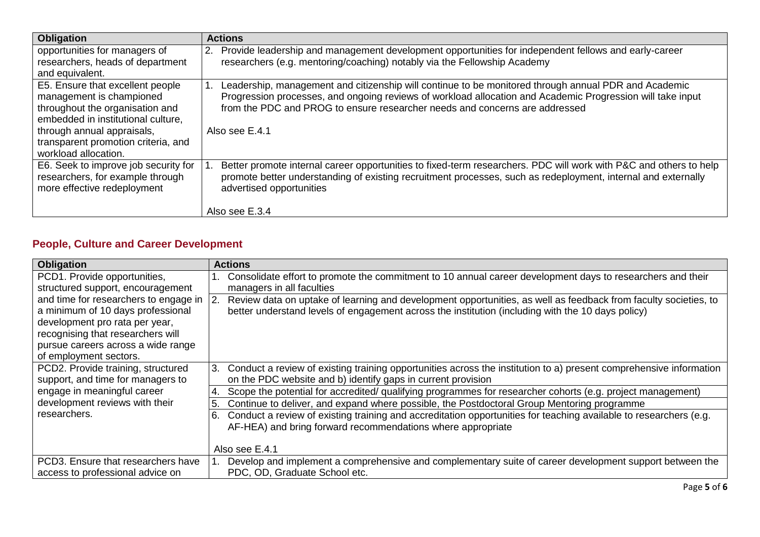| Obligation | Actions |
| --- | --- |
| opportunities for managers of researchers, heads of department and equivalent. | 2. Provide leadership and management development opportunities for independent fellows and early-career researchers (e.g. mentoring/coaching) notably via the Fellowship Academy |
| E5. Ensure that excellent people management is championed throughout the organisation and embedded in institutional culture, through annual appraisals, transparent promotion criteria, and workload allocation. | 1. Leadership, management and citizenship will continue to be monitored through annual PDR and Academic Progression processes, and ongoing reviews of workload allocation and Academic Progression will take input from the PDC and PROG to ensure researcher needs and concerns are addressed<br><br>Also see E.4.1 |
| E6. Seek to improve job security for researchers, for example through more effective redeployment | 1. Better promote internal career opportunities to fixed-term researchers. PDC will work with P&C and others to help promote better understanding of existing recruitment processes, such as redeployment, internal and externally advertised opportunities<br><br>Also see E.3.4 |

## People, Culture and Career Development

| Obligation | Actions |
| --- | --- |
| PCD1. Provide opportunities, structured support, encouragement and time for researchers to engage in a minimum of 10 days professional development pro rata per year, recognising that researchers will pursue careers across a wide range of employment sectors. | 1. Consolidate effort to promote the commitment to 10 annual career development days to researchers and their managers in all faculties<br>2. Review data on uptake of learning and development opportunities, as well as feedback from faculty societies, to better understand levels of engagement across the institution (including with the 10 days policy) |
| PCD2. Provide training, structured support, and time for managers to engage in meaningful career development reviews with their researchers. | 3. Conduct a review of existing training opportunities across the institution to a) present comprehensive information on the PDC website and b) identify gaps in current provision<br>4. Scope the potential for accredited/ qualifying programmes for researcher cohorts (e.g. project management)<br>5. Continue to deliver, and expand where possible, the Postdoctoral Group Mentoring programme<br>6. Conduct a review of existing training and accreditation opportunities for teaching available to researchers (e.g. AF-HEA) and bring forward recommendations where appropriate<br><br>Also see E.4.1 |
| PCD3. Ensure that researchers have access to professional advice on | 1. Develop and implement a comprehensive and complementary suite of career development support between the PDC, OD, Graduate School etc. |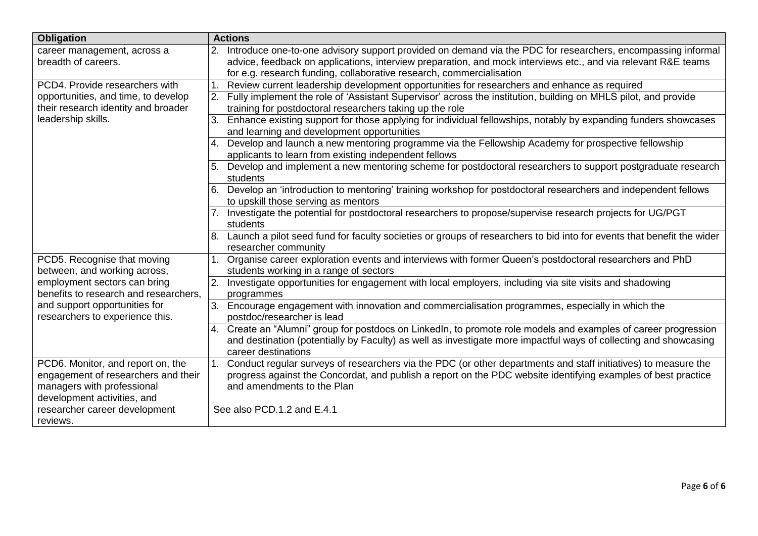| Obligation | Actions |
|---|---|
| career management, across a breadth of careers. | 2. Introduce one-to-one advisory support provided on demand via the PDC for researchers, encompassing informal advice, feedback on applications, interview preparation, and mock interviews etc., and via relevant R&E teams for e.g. research funding, collaborative research, commercialisation |
| PCD4. Provide researchers with opportunities, and time, to develop their research identity and broader leadership skills. | 1. Review current leadership development opportunities for researchers and enhance as required |
| | 2. Fully implement the role of 'Assistant Supervisor' across the institution, building on MHLS pilot, and provide training for postdoctoral researchers taking up the role |
| | 3. Enhance existing support for those applying for individual fellowships, notably by expanding funders showcases and learning and development opportunities |
| | 4. Develop and launch a new mentoring programme via the Fellowship Academy for prospective fellowship applicants to learn from existing independent fellows |
| | 5. Develop and implement a new mentoring scheme for postdoctoral researchers to support postgraduate research students |
| | 6. Develop an 'introduction to mentoring' training workshop for postdoctoral researchers and independent fellows to upskill those serving as mentors |
| | 7. Investigate the potential for postdoctoral researchers to propose/supervise research projects for UG/PGT students |
| | 8. Launch a pilot seed fund for faculty societies or groups of researchers to bid into for events that benefit the wider researcher community |
| PCD5. Recognise that moving between, and working across, employment sectors can bring benefits to research and researchers, and support opportunities for researchers to experience this. | 1. Organise career exploration events and interviews with former Queen's postdoctoral researchers and PhD students working in a range of sectors |
| | 2. Investigate opportunities for engagement with local employers, including via site visits and shadowing programmes |
| | 3. Encourage engagement with innovation and commercialisation programmes, especially in which the postdoc/researcher is lead |
| | 4. Create an "Alumni" group for postdocs on LinkedIn, to promote role models and examples of career progression and destination (potentially by Faculty) as well as investigate more impactful ways of collecting and showcasing career destinations |
| PCD6. Monitor, and report on, the engagement of researchers and their managers with professional development activities, and researcher career development reviews. | 1. Conduct regular surveys of researchers via the PDC (or other departments and staff initiatives) to measure the progress against the Concordat, and publish a report on the PDC website identifying examples of best practice and amendments to the Plan<br><br>See also PCD.1.2 and E.4.1 |